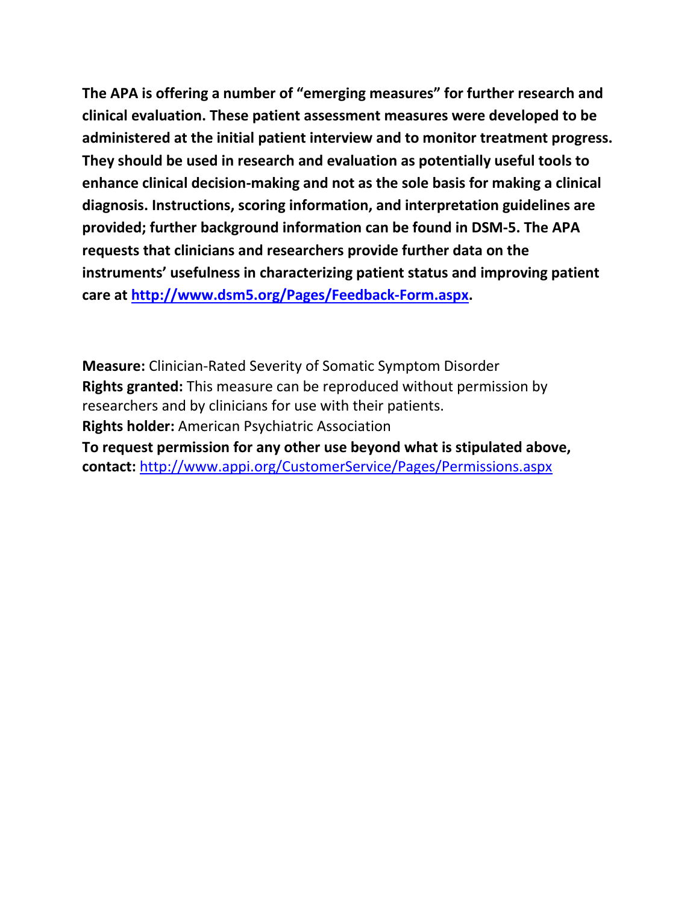**The APA is offering a number of "emerging measures" for further research and clinical evaluation. These patient assessment measures were developed to be administered at the initial patient interview and to monitor treatment progress. They should be used in research and evaluation as potentially useful tools to enhance clinical decision-making and not as the sole basis for making a clinical diagnosis. Instructions, scoring information, and interpretation guidelines are provided; further background information can be found in DSM-5. The APA requests that clinicians and researchers provide further data on the instruments' usefulness in characterizing patient status and improving patient care at [http://www.dsm5.org/Pages/Feedback-Form.aspx](http://www.dsm5.org/Pages/Feedback-Form.aspx).**

**Measure:** Clinician-Rated Severity of Somatic Symptom Disorder
**Rights granted:** This measure can be reproduced without permission by researchers and by clinicians for use with their patients.
**Rights holder:** American Psychiatric Association
**To request permission for any other use beyond what is stipulated above, contact:** [http://www.appi.org/CustomerService/Pages/Permissions.aspx](http://www.appi.org/CustomerService/Pages/Permissions.aspx)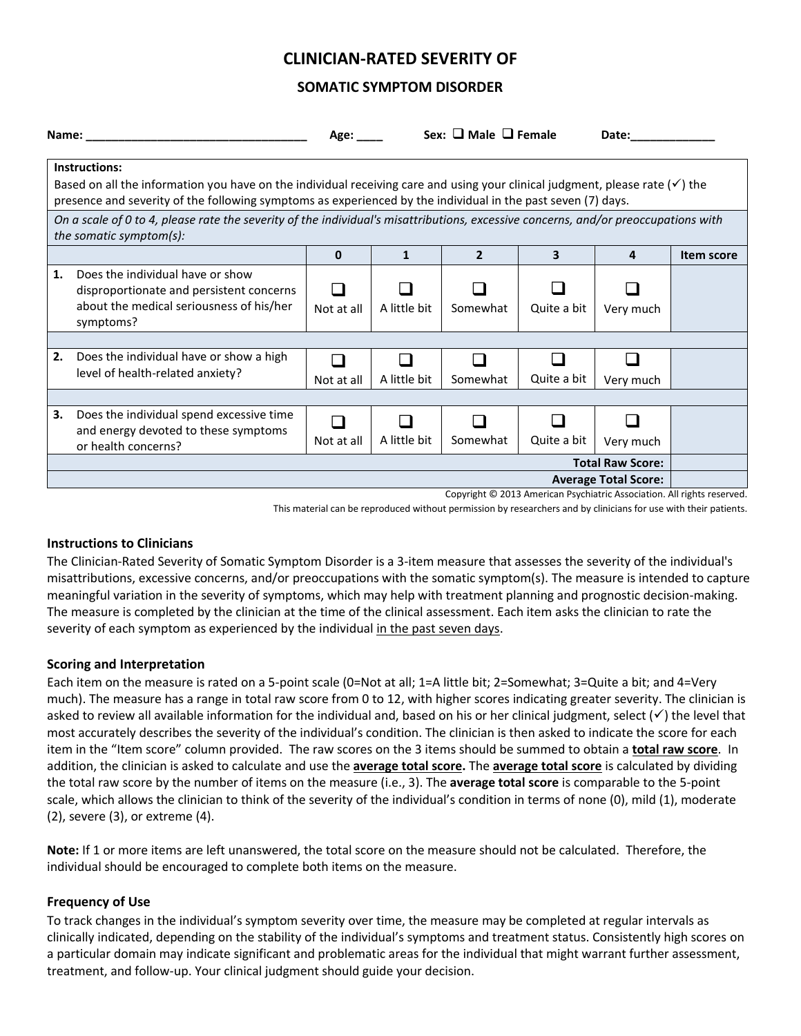# CLINICIAN-RATED SEVERITY OF

## SOMATIC SYMPTOM DISORDER

**Name:** ________________________________ **Age:** ____ **Sex:** ❑ Male ❑ Female **Date:**_____________

| | | | | | | |
|---|---|---|---|---|---|---|
| **Instructions:** Based on all the information you have on the individual receiving care and using your clinical judgment, please rate (✓) the presence and severity of the following symptoms as experienced by the individual in the past seven (7) days. | | | | | | |
| *On a scale of 0 to 4, please rate the severity of the individual's misattributions, excessive concerns, and/or preoccupations with the somatic symptom(s):* | | | | | | |
| | **0** | **1** | **2** | **3** | **4** | **Item score** |
| **1.** Does the individual have or show disproportionate and persistent concerns about the medical seriousness of his/her symptoms? | ❑ Not at all | ❑ A little bit | ❑ Somewhat | ❑ Quite a bit | ❑ Very much | |
| **2.** Does the individual have or show a high level of health-related anxiety? | ❑ Not at all | ❑ A little bit | ❑ Somewhat | ❑ Quite a bit | ❑ Very much | |
| **3.** Does the individual spend excessive time and energy devoted to these symptoms or health concerns? | ❑ Not at all | ❑ A little bit | ❑ Somewhat | ❑ Quite a bit | ❑ Very much | |
| | | | | | **Total Raw Score:** | |
| | | | | | **Average Total Score:** | |

Copyright © 2013 American Psychiatric Association. All rights reserved.
This material can be reproduced without permission by researchers and by clinicians for use with their patients.

### Instructions to Clinicians

The Clinician-Rated Severity of Somatic Symptom Disorder is a 3-item measure that assesses the severity of the individual's misattributions, excessive concerns, and/or preoccupations with the somatic symptom(s). The measure is intended to capture meaningful variation in the severity of symptoms, which may help with treatment planning and prognostic decision-making. The measure is completed by the clinician at the time of the clinical assessment. Each item asks the clinician to rate the severity of each symptom as experienced by the individual <u>in the past seven days</u>.

### Scoring and Interpretation

Each item on the measure is rated on a 5-point scale (0=Not at all; 1=A little bit; 2=Somewhat; 3=Quite a bit; and 4=Very much). The measure has a range in total raw score from 0 to 12, with higher scores indicating greater severity. The clinician is asked to review all available information for the individual and, based on his or her clinical judgment, select (✓) the level that most accurately describes the severity of the individual's condition. The clinician is then asked to indicate the score for each item in the "Item score" column provided. The raw scores on the 3 items should be summed to obtain a **<u>total raw score</u>**. In addition, the clinician is asked to calculate and use the **<u>average total score</u>.** The **<u>average total score</u>** is calculated by dividing the total raw score by the number of items on the measure (i.e., 3). The **average total score** is comparable to the 5-point scale, which allows the clinician to think of the severity of the individual's condition in terms of none (0), mild (1), moderate (2), severe (3), or extreme (4).

**Note:** If 1 or more items are left unanswered, the total score on the measure should not be calculated. Therefore, the individual should be encouraged to complete both items on the measure.

### Frequency of Use

To track changes in the individual's symptom severity over time, the measure may be completed at regular intervals as clinically indicated, depending on the stability of the individual's symptoms and treatment status. Consistently high scores on a particular domain may indicate significant and problematic areas for the individual that might warrant further assessment, treatment, and follow-up. Your clinical judgment should guide your decision.